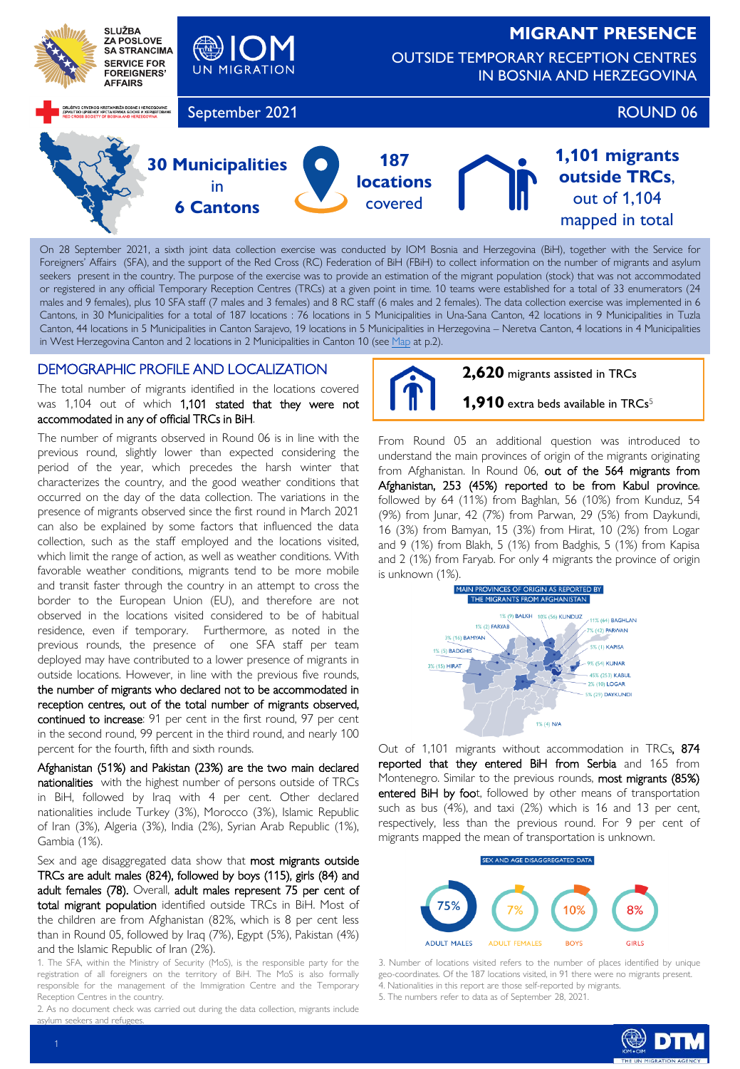SLUŽBA ZA POSLOVE SA STRANCIMA
SERVICE FOR FOREIGNERS' AFFAIRS

IOM UN MIGRATION

# MIGRANT PRESENCE

## OUTSIDE TEMPORARY RECEPTION CENTRES IN BOSNIA AND HERZEGOVINA

September 2021 — ROUND 06

**30 Municipalities** in **6 Cantons**

**187 locations** covered

**1,101 migrants outside TRCs**, out of 1,104 mapped in total

On 28 September 2021, a sixth joint data collection exercise was conducted by IOM Bosnia and Herzegovina (BiH), together with the Service for Foreigners' Affairs (SFA), and the support of the Red Cross (RC) Federation of BiH (FBiH) to collect information on the number of migrants and asylum seekers present in the country. The purpose of the exercise was to provide an estimation of the migrant population (stock) that was not accommodated or registered in any official Temporary Reception Centres (TRCs) at a given point in time. 10 teams were established for a total of 33 enumerators (24 males and 9 females), plus 10 SFA staff (7 males and 3 females) and 8 RC staff (6 males and 2 females). The data collection exercise was implemented in 6 Cantons, in 30 Municipalities for a total of 187 locations : 76 locations in 5 Municipalities in Una-Sana Canton, 42 locations in 9 Municipalities in Tuzla Canton, 44 locations in 5 Municipalities in Canton Sarajevo, 19 locations in 5 Municipalities in Herzegovina – Neretva Canton, 4 locations in 4 Municipalities in West Herzegovina Canton and 2 locations in 2 Municipalities in Canton 10 (see Map at p.2).

## DEMOGRAPHIC PROFILE AND LOCALIZATION

The total number of migrants identified in the locations covered was 1,104 out of which **1,101 stated that they were not accommodated in any of official TRCs in BiH**.

The number of migrants observed in Round 06 is in line with the previous round, slightly lower than expected considering the period of the year, which precedes the harsh winter that characterizes the country, and the good weather conditions that occurred on the day of the data collection. The variations in the presence of migrants observed since the first round in March 2021 can also be explained by some factors that influenced the data collection, such as the staff employed and the locations visited, which limit the range of action, as well as weather conditions. With favorable weather conditions, migrants tend to be more mobile and transit faster through the country in an attempt to cross the border to the European Union (EU), and therefore are not observed in the locations visited considered to be of habitual residence, even if temporary. Furthermore, as noted in the previous rounds, the presence of one SFA staff per team deployed may have contributed to a lower presence of migrants in outside locations. However, in line with the previous five rounds, **the number of migrants who declared not to be accommodated in reception centres, out of the total number of migrants observed, continued to increase**: 91 per cent in the first round, 97 per cent in the second round, 99 percent in the third round, and nearly 100 percent for the fourth, fifth and sixth rounds.

**Afghanistan (51%) and Pakistan (23%) are the two main declared nationalities** with the highest number of persons outside of TRCs in BiH, followed by Iraq with 4 per cent. Other declared nationalities include Turkey (3%), Morocco (3%), Islamic Republic of Iran (3%), Algeria (3%), India (2%), Syrian Arab Republic (1%), Gambia (1%).

Sex and age disaggregated data show that **most migrants outside TRCs are adult males (824), followed by boys (115), girls (84) and adult females (78).** Overall, **adult males represent 75 per cent of total migrant population** identified outside TRCs in BiH. Most of the children are from Afghanistan (82%, which is 8 per cent less than in Round 05, followed by Iraq (7%), Egypt (5%), Pakistan (4%) and the Islamic Republic of Iran (2%).

**2,620** migrants assisted in TRCs

**1,910** extra beds available in TRCs[5]

From Round 05 an additional question was introduced to understand the main provinces of origin of the migrants originating from Afghanistan. In Round 06, **out of the 564 migrants from Afghanistan, 253 (45%) reported to be from Kabul province**, followed by 64 (11%) from Baghlan, 56 (10%) from Kunduz, 54 (9%) from Junar, 42 (7%) from Parwan, 29 (5%) from Daykundi, 16 (3%) from Bamyan, 15 (3%) from Hirat, 10 (2%) from Logar and 9 (1%) from Blakh, 5 (1%) from Badghis, 5 (1%) from Kapisa and 2 (1%) from Faryab. For only 4 migrants the province of origin is unknown (1%).

MAIN PROVINCES OF ORIGIN AS REPORTED BY THE MIGRANTS FROM AFGHANISTAN

1% (9) BALKH; 10% (56) KUNDUZ; 11% (64) BAGHLAN; 7% (42) PARWAN; 1% (2) FARYAB; 3% (16) BAMYAN; 5% (1) KAPISA; 1% (5) BADGHIS; 9% (54) KUNAR; 3% (15) HIRAT; 45% (253) KABUL; 2% (10) LOGAR; 5% (29) DAYKUNDI; 1% (4) N/A

Out of 1,101 migrants without accommodation in TRCs, **874 reported that they entered BiH from Serbia** and 165 from Montenegro. Similar to the previous rounds, **most migrants (85%) entered BiH by foot**, followed by other means of transportation such as bus (4%), and taxi (2%) which is 16 and 13 per cent, respectively, less than the previous round. For 9 per cent of migrants mapped the mean of transportation is unknown.

SEX AND AGE DISAGGREGATED DATA

| ADULT MALES | ADULT FEMALES | BOYS | GIRLS |
|---|---|---|---|
| 75% | 7% | 10% | 8% |

1. The SFA, within the Ministry of Security (MoS), is the responsible party for the registration of all foreigners on the territory of BiH. The MoS is also formally responsible for the management of the Immigration Centre and the Temporary Reception Centres in the country.
2. As no document check was carried out during the data collection, migrants include asylum seekers and refugees.
3. Number of locations visited refers to the number of places identified by unique geo-coordinates. Of the 187 locations visited, in 91 there were no migrants present.
4. Nationalities in this report are those self-reported by migrants.
5. The numbers refer to data as of September 28, 2021.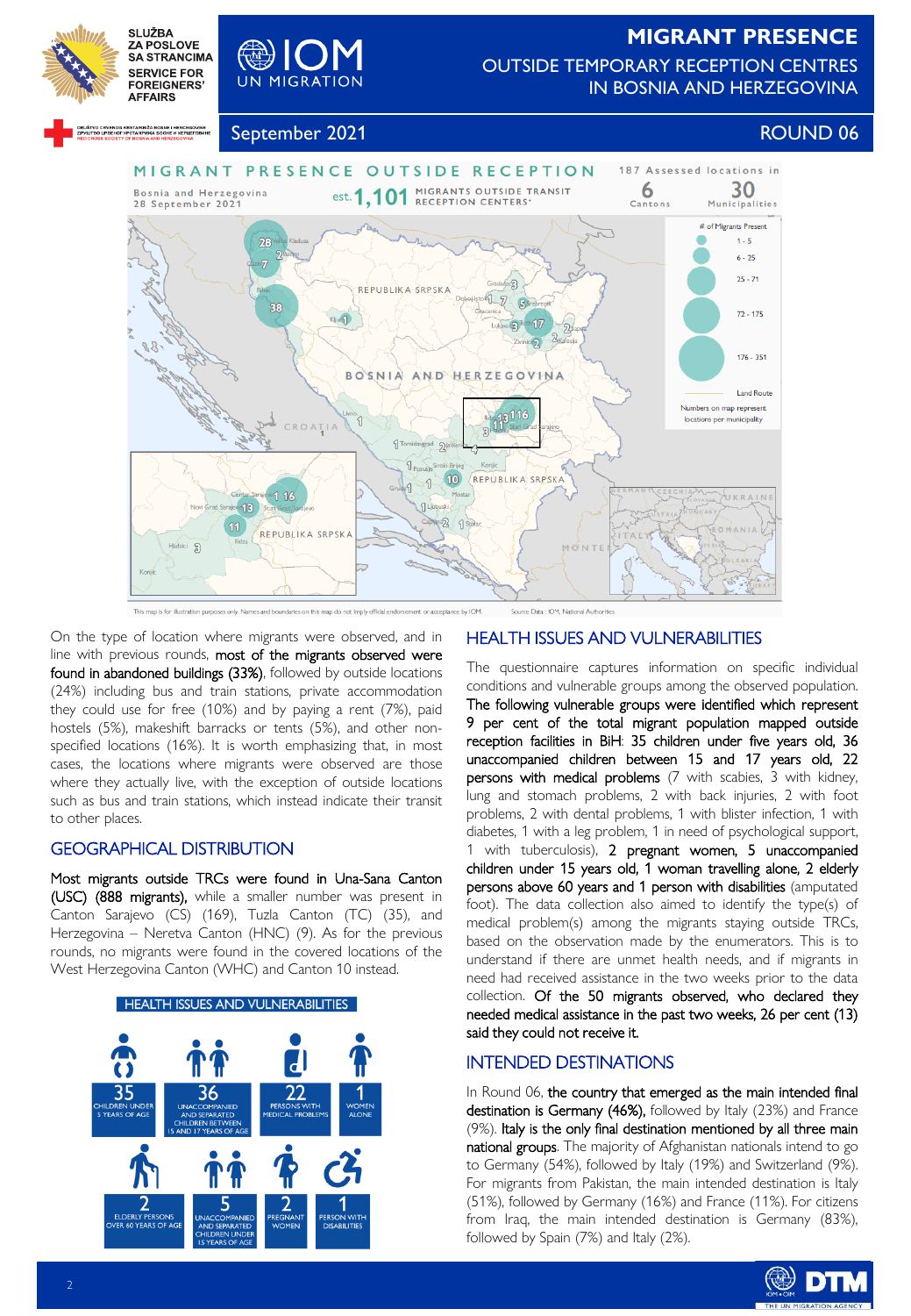# MIGRANT PRESENCE

OUTSIDE TEMPORARY RECEPTION CENTRES IN BOSNIA AND HERZEGOVINA

September 2021 — ROUND 06

MIGRANT PRESENCE OUTSIDE RECEPTION

Bosnia and Herzegovina
28 September 2021

est. **1,101** MIGRANTS OUTSIDE TRANSIT RECEPTION CENTERS*

187 Assessed locations in **6** Cantons **30** Municipalities

This map is for illustration purposes only. Names and boundaries on this map do not imply official endorsement or acceptance by IOM. Source Data : IOM, National Authorities

On the type of location where migrants were observed, and in line with previous rounds, **most of the migrants observed were found in abandoned buildings (33%)**, followed by outside locations (24%) including bus and train stations, private accommodation they could use for free (10%) and by paying a rent (7%), paid hostels (5%), makeshift barracks or tents (5%), and other non-specified locations (16%). It is worth emphasizing that, in most cases, the locations where migrants were observed are those where they actually live, with the exception of outside locations such as bus and train stations, which instead indicate their transit to other places.

## GEOGRAPHICAL DISTRIBUTION

**Most migrants outside TRCs were found in Una-Sana Canton (USC) (888 migrants),** while a smaller number was present in Canton Sarajevo (CS) (169), Tuzla Canton (TC) (35), and Herzegovina – Neretva Canton (HNC) (9). As for the previous rounds, no migrants were found in the covered locations of the West Herzegovina Canton (WHC) and Canton 10 instead.

### HEALTH ISSUES AND VULNERABILITIES

| Number | Group |
|---|---|
| 35 | Children under 5 years of age |
| 36 | Unaccompanied and separated children between 15 and 17 years of age |
| 22 | Persons with medical problems |
| 1 | Women alone |
| 2 | Elderly persons over 60 years of age |
| 5 | Unaccompanied and separated children under 15 years of age |
| 2 | Pregnant women |
| 1 | Person with disabilities |

## HEALTH ISSUES AND VULNERABILITIES

The questionnaire captures information on specific individual conditions and vulnerable groups among the observed population. **The following vulnerable groups were identified which represent 9 per cent of the total migrant population mapped outside reception facilities in BiH: 35 children under five years old, 36 unaccompanied children between 15 and 17 years old, 22 persons with medical problems** (7 with scabies, 3 with kidney, lung and stomach problems, 2 with back injuries, 2 with foot problems, 2 with dental problems, 1 with blister infection, 1 with diabetes, 1 with a leg problem, 1 in need of psychological support, 1 with tuberculosis), **2 pregnant women, 5 unaccompanied children under 15 years old, 1 woman travelling alone, 2 elderly persons above 60 years and 1 person with disabilities** (amputated foot). The data collection also aimed to identify the type(s) of medical problem(s) among the migrants staying outside TRCs, based on the observation made by the enumerators. This is to understand if there are unmet health needs, and if migrants in need had received assistance in the two weeks prior to the data collection. **Of the 50 migrants observed, who declared they needed medical assistance in the past two weeks, 26 per cent (13) said they could not receive it.**

## INTENDED DESTINATIONS

In Round 06, **the country that emerged as the main intended final destination is Germany (46%),** followed by Italy (23%) and France (9%). **Italy is the only final destination mentioned by all three main national groups**. The majority of Afghanistan nationals intend to go to Germany (54%), followed by Italy (19%) and Switzerland (9%). For migrants from Pakistan, the main intended destination is Italy (51%), followed by Germany (16%) and France (11%). For citizens from Iraq, the main intended destination is Germany (83%), followed by Spain (7%) and Italy (2%).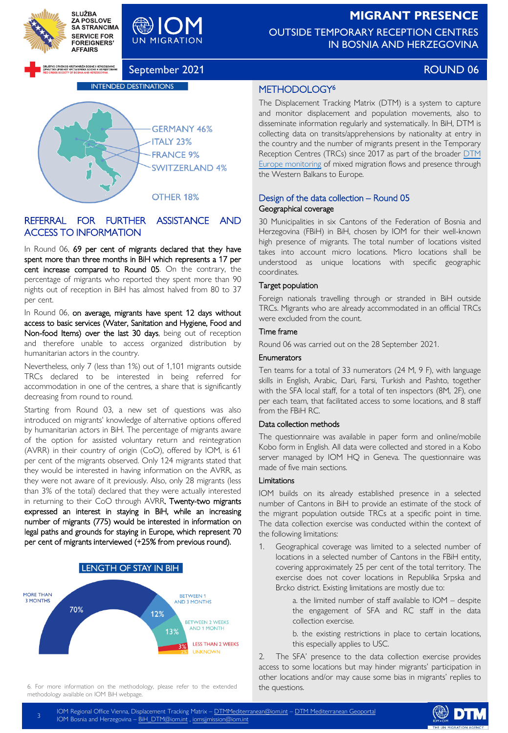# MIGRANT PRESENCE

OUTSIDE TEMPORARY RECEPTION CENTRES IN BOSNIA AND HERZEGOVINA

September 2021 — ROUND 06

## INTENDED DESTINATIONS

GERMANY 46%
ITALY 23%
FRANCE 9%
SWITZERLAND 4%
OTHER 18%

## REFERRAL FOR FURTHER ASSISTANCE AND ACCESS TO INFORMATION

In Round 06, **69 per cent of migrants declared that they have spent more than three months in BiH which represents a 17 per cent increase compared to Round 05**. On the contrary, the percentage of migrants who reported they spent more than 90 nights out of reception in BiH has almost halved from 80 to 37 per cent.

In Round 06, **on average, migrants have spent 12 days without access to basic services (Water, Sanitation and Hygiene, Food and Non-food Items) over the last 30 days**, being out of reception and therefore unable to access organized distribution by humanitarian actors in the country.

Nevertheless, only 7 (less than 1%) out of 1,101 migrants outside TRCs declared to be interested in being referred for accommodation in one of the centres, a share that is significantly decreasing from round to round.

Starting from Round 03, a new set of questions was also introduced on migrants' knowledge of alternative options offered by humanitarian actors in BiH. The percentage of migrants aware of the option for assisted voluntary return and reintegration (AVRR) in their country of origin (CoO), offered by IOM, is 61 per cent of the migrants observed. Only 124 migrants stated that they would be interested in having information on the AVRR, as they were not aware of it previously. Also, only 28 migrants (less than 3% of the total) declared that they were actually interested in returning to their CoO through AVRR. **Twenty-two migrants expressed an interest in staying in BiH, while an increasing number of migrants (775) would be interested in information on legal paths and grounds for staying in Europe, which represent 70 per cent of migrants interviewed (+25% from previous round).**

## LENGTH OF STAY IN BIH

MORE THAN 3 MONTHS 70%
BETWEEN 1 AND 3 MONTHS 12%
BETWEEN 2 WEEKS AND 1 MONTH 13%
LESS THAN 2 WEEKS 3%
UNKNOWN 2%

6. For more information on the methodology, please refer to the extended methodology available on IOM BiH webpage.

## METHODOLOGY[6]

The Displacement Tracking Matrix (DTM) is a system to capture and monitor displacement and population movements, also to disseminate information regularly and systematically. In BiH, DTM is collecting data on transits/apprehensions by nationality at entry in the country and the number of migrants present in the Temporary Reception Centres (TRCs) since 2017 as part of the broader DTM Europe monitoring of mixed migration flows and presence through the Western Balkans to Europe.

### Design of the data collection – Round 05

#### Geographical coverage

30 Municipalities in six Cantons of the Federation of Bosnia and Herzegovina (FBiH) in BiH, chosen by IOM for their well-known high presence of migrants. The total number of locations visited takes into account micro locations. Micro locations shall be understood as unique locations with specific geographic coordinates.

#### Target population

Foreign nationals travelling through or stranded in BiH outside TRCs. Migrants who are already accommodated in an official TRCs were excluded from the count.

#### Time frame

Round 06 was carried out on the 28 September 2021.

#### Enumerators

Ten teams for a total of 33 numerators (24 M, 9 F), with language skills in English, Arabic, Dari, Farsi, Turkish and Pashto, together with the SFA local staff, for a total of ten inspectors (8M, 2F), one per each team, that facilitated access to some locations, and 8 staff from the FBiH RC.

#### Data collection methods

The questionnaire was available in paper form and online/mobile Kobo form in English. All data were collected and stored in a Kobo server managed by IOM HQ in Geneva. The questionnaire was made of five main sections.

#### Limitations

IOM builds on its already established presence in a selected number of Cantons in BiH to provide an estimate of the stock of the migrant population outside TRCs at a specific point in time. The data collection exercise was conducted within the context of the following limitations:

1. Geographical coverage was limited to a selected number of locations in a selected number of Cantons in the FBiH entity, covering approximately 25 per cent of the total territory. The exercise does not cover locations in Republika Srpska and Brcko district. Existing limitations are mostly due to:

   a. the limited number of staff available to IOM – despite the engagement of SFA and RC staff in the data collection exercise.

   b. the existing restrictions in place to certain locations, this especially applies to USC.

2. The SFA' presence to the data collection exercise provides access to some locations but may hinder migrants' participation in other locations and/or may cause some bias in migrants' replies to the questions.

IOM Regional Office Vienna, Displacement Tracking Matrix – DTMMediterranean@iom.int – DTM Mediterranean Geoportal
IOM Bosnia and Herzegovina – BiH_DTM@iom.int, iomsjmission@iom.int